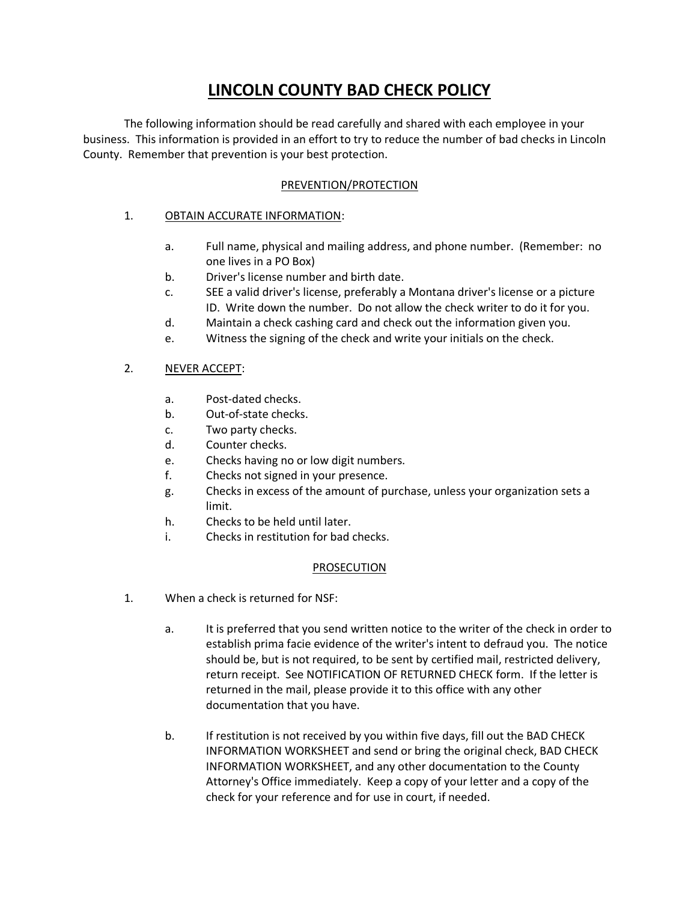# LINCOLN COUNTY BAD CHECK POLICY

The following information should be read carefully and shared with each employee in your business. This information is provided in an effort to try to reduce the number of bad checks in Lincoln County. Remember that prevention is your best protection.

## PREVENTION/PROTECTION

1. OBTAIN ACCURATE INFORMATION:

   a. Full name, physical and mailing address, and phone number. (Remember: no one lives in a PO Box)

   b. Driver's license number and birth date.

   c. SEE a valid driver's license, preferably a Montana driver's license or a picture ID. Write down the number. Do not allow the check writer to do it for you.

   d. Maintain a check cashing card and check out the information given you.

   e. Witness the signing of the check and write your initials on the check.

2. NEVER ACCEPT:

   a. Post-dated checks.

   b. Out-of-state checks.

   c. Two party checks.

   d. Counter checks.

   e. Checks having no or low digit numbers.

   f. Checks not signed in your presence.

   g. Checks in excess of the amount of purchase, unless your organization sets a limit.

   h. Checks to be held until later.

   i. Checks in restitution for bad checks.

## PROSECUTION

1. When a check is returned for NSF:

   a. It is preferred that you send written notice to the writer of the check in order to establish prima facie evidence of the writer's intent to defraud you. The notice should be, but is not required, to be sent by certified mail, restricted delivery, return receipt. See NOTIFICATION OF RETURNED CHECK form. If the letter is returned in the mail, please provide it to this office with any other documentation that you have.

   b. If restitution is not received by you within five days, fill out the BAD CHECK INFORMATION WORKSHEET and send or bring the original check, BAD CHECK INFORMATION WORKSHEET, and any other documentation to the County Attorney's Office immediately. Keep a copy of your letter and a copy of the check for your reference and for use in court, if needed.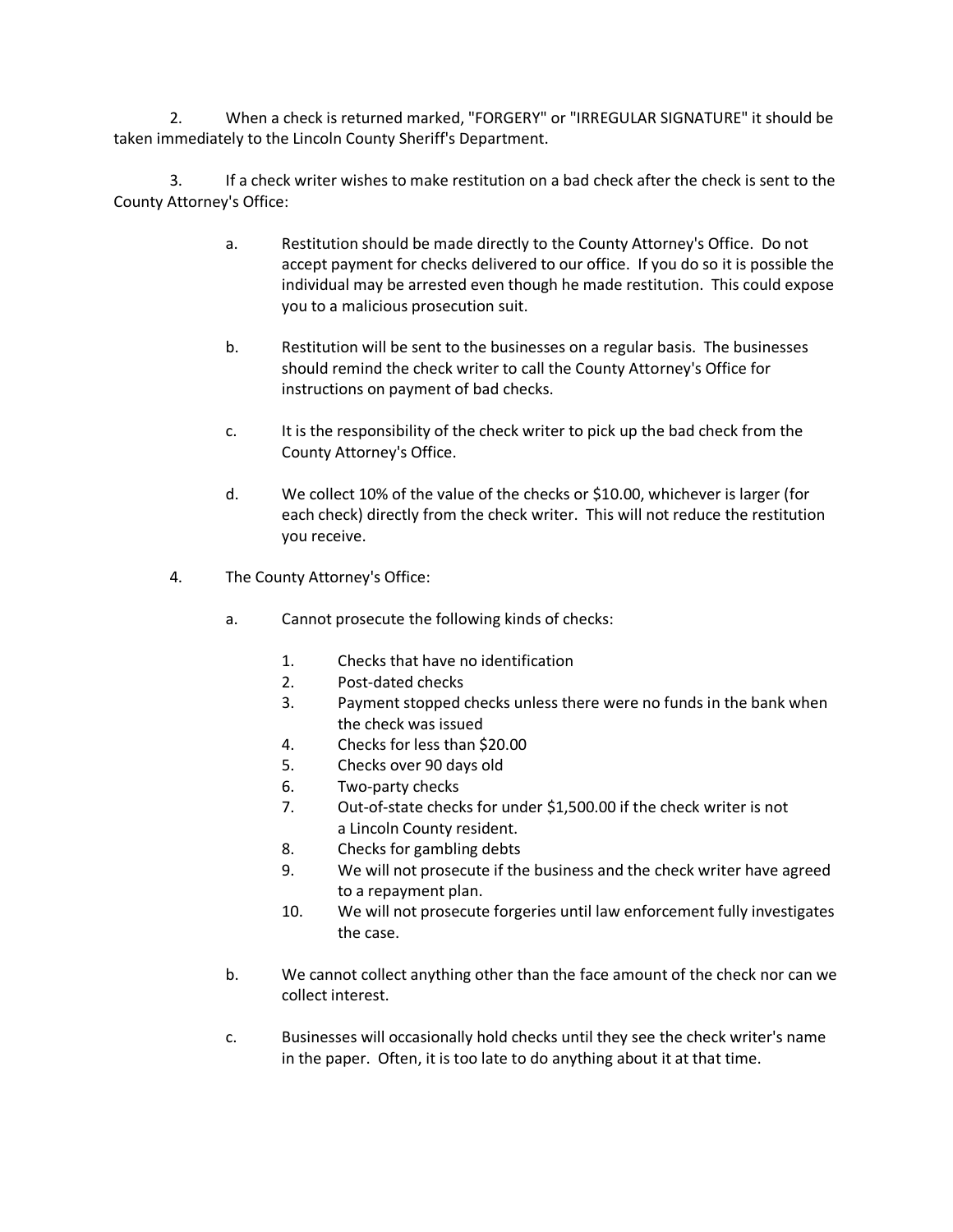2. When a check is returned marked, "FORGERY" or "IRREGULAR SIGNATURE" it should be taken immediately to the Lincoln County Sheriff's Department.

3. If a check writer wishes to make restitution on a bad check after the check is sent to the County Attorney's Office:

   a. Restitution should be made directly to the County Attorney's Office. Do not accept payment for checks delivered to our office. If you do so it is possible the individual may be arrested even though he made restitution. This could expose you to a malicious prosecution suit.

   b. Restitution will be sent to the businesses on a regular basis. The businesses should remind the check writer to call the County Attorney's Office for instructions on payment of bad checks.

   c. It is the responsibility of the check writer to pick up the bad check from the County Attorney's Office.

   d. We collect 10% of the value of the checks or $10.00, whichever is larger (for each check) directly from the check writer. This will not reduce the restitution you receive.

4. The County Attorney's Office:

   a. Cannot prosecute the following kinds of checks:

      1. Checks that have no identification
      2. Post-dated checks
      3. Payment stopped checks unless there were no funds in the bank when the check was issued
      4. Checks for less than $20.00
      5. Checks over 90 days old
      6. Two-party checks
      7. Out-of-state checks for under $1,500.00 if the check writer is not a Lincoln County resident.
      8. Checks for gambling debts
      9. We will not prosecute if the business and the check writer have agreed to a repayment plan.
      10. We will not prosecute forgeries until law enforcement fully investigates the case.

   b. We cannot collect anything other than the face amount of the check nor can we collect interest.

   c. Businesses will occasionally hold checks until they see the check writer's name in the paper. Often, it is too late to do anything about it at that time.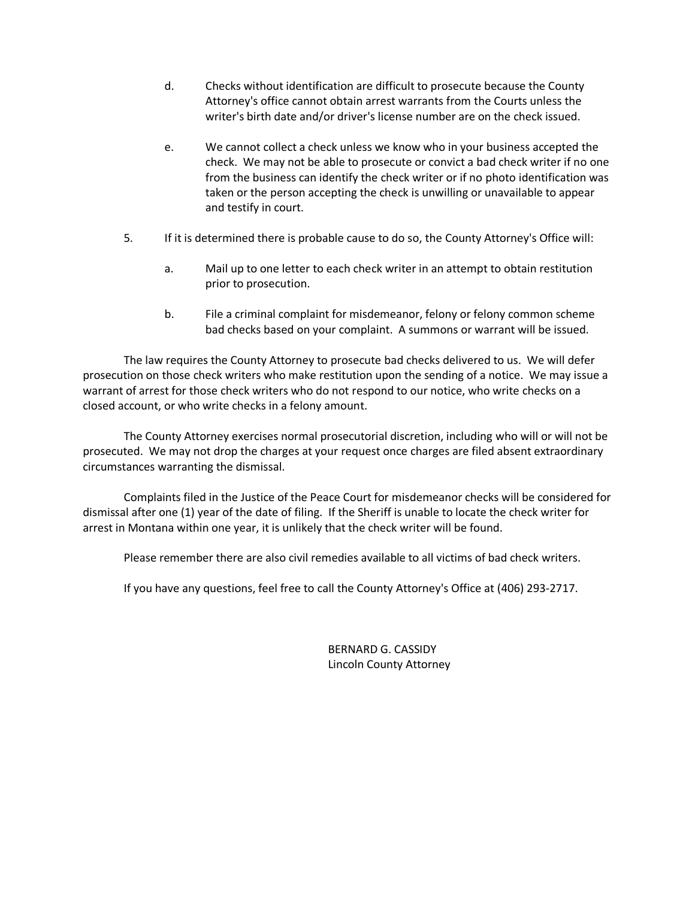d. Checks without identification are difficult to prosecute because the County Attorney's office cannot obtain arrest warrants from the Courts unless the writer's birth date and/or driver's license number are on the check issued.

e. We cannot collect a check unless we know who in your business accepted the check. We may not be able to prosecute or convict a bad check writer if no one from the business can identify the check writer or if no photo identification was taken or the person accepting the check is unwilling or unavailable to appear and testify in court.

5. If it is determined there is probable cause to do so, the County Attorney's Office will:

   a. Mail up to one letter to each check writer in an attempt to obtain restitution prior to prosecution.

   b. File a criminal complaint for misdemeanor, felony or felony common scheme bad checks based on your complaint. A summons or warrant will be issued.

The law requires the County Attorney to prosecute bad checks delivered to us. We will defer prosecution on those check writers who make restitution upon the sending of a notice. We may issue a warrant of arrest for those check writers who do not respond to our notice, who write checks on a closed account, or who write checks in a felony amount.

The County Attorney exercises normal prosecutorial discretion, including who will or will not be prosecuted. We may not drop the charges at your request once charges are filed absent extraordinary circumstances warranting the dismissal.

Complaints filed in the Justice of the Peace Court for misdemeanor checks will be considered for dismissal after one (1) year of the date of filing. If the Sheriff is unable to locate the check writer for arrest in Montana within one year, it is unlikely that the check writer will be found.

Please remember there are also civil remedies available to all victims of bad check writers.

If you have any questions, feel free to call the County Attorney's Office at (406) 293-2717.

BERNARD G. CASSIDY
Lincoln County Attorney